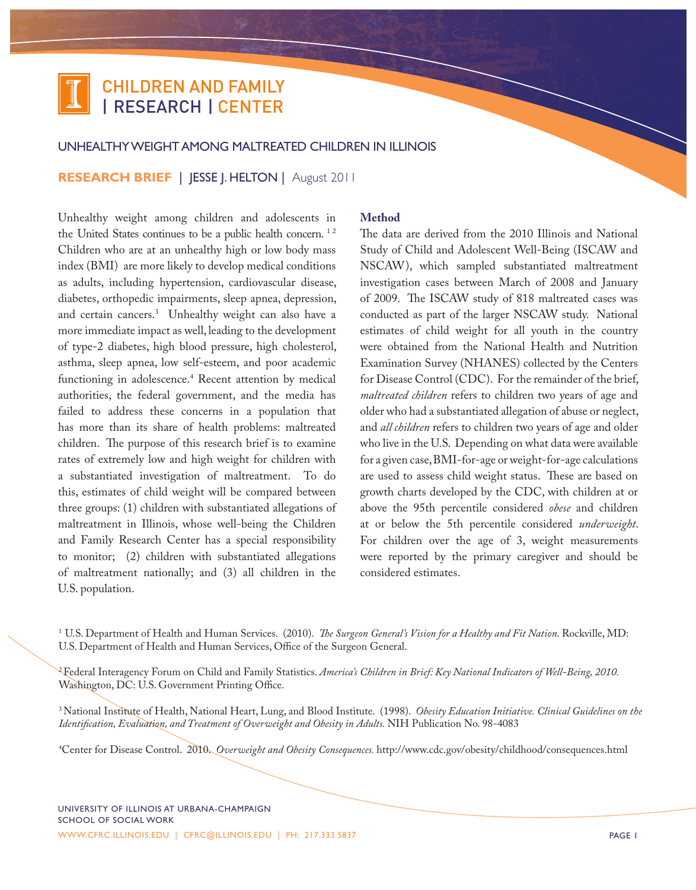# CHILDREN AND FAMILY | RESEARCH | CENTER

## UNHEALTHY WEIGHT AMONG MALTREATED CHILDREN IN ILLINOIS

**RESEARCH BRIEF** | JESSE J. HELTON | August 2011

Unhealthy weight among children and adolescents in the United States continues to be a public health concern.[1,2] Children who are at an unhealthy high or low body mass index (BMI) are more likely to develop medical conditions as adults, including hypertension, cardiovascular disease, diabetes, orthopedic impairments, sleep apnea, depression, and certain cancers.[3] Unhealthy weight can also have a more immediate impact as well, leading to the development of type-2 diabetes, high blood pressure, high cholesterol, asthma, sleep apnea, low self-esteem, and poor academic functioning in adolescence.[4] Recent attention by medical authorities, the federal government, and the media has failed to address these concerns in a population that has more than its share of health problems: maltreated children. The purpose of this research brief is to examine rates of extremely low and high weight for children with a substantiated investigation of maltreatment. To do this, estimates of child weight will be compared between three groups: (1) children with substantiated allegations of maltreatment in Illinois, whose well-being the Children and Family Research Center has a special responsibility to monitor; (2) children with substantiated allegations of maltreatment nationally; and (3) all children in the U.S. population.

### Method

The data are derived from the 2010 Illinois and National Study of Child and Adolescent Well-Being (ISCAW and NSCAW), which sampled substantiated maltreatment investigation cases between March of 2008 and January of 2009. The ISCAW study of 818 maltreated cases was conducted as part of the larger NSCAW study. National estimates of child weight for all youth in the country were obtained from the National Health and Nutrition Examination Survey (NHANES) collected by the Centers for Disease Control (CDC). For the remainder of the brief, *maltreated children* refers to children two years of age and older who had a substantiated allegation of abuse or neglect, and *all children* refers to children two years of age and older who live in the U.S. Depending on what data were available for a given case, BMI-for-age or weight-for-age calculations are used to assess child weight status. These are based on growth charts developed by the CDC, with children at or above the 95th percentile considered *obese* and children at or below the 5th percentile considered *underweight*. For children over the age of 3, weight measurements were reported by the primary caregiver and should be considered estimates.

---

[1] U.S. Department of Health and Human Services. (2010). *The Surgeon General's Vision for a Healthy and Fit Nation.* Rockville, MD: U.S. Department of Health and Human Services, Office of the Surgeon General.

[2] Federal Interagency Forum on Child and Family Statistics. *America's Children in Brief: Key National Indicators of Well-Being, 2010.* Washington, DC: U.S. Government Printing Office.

[3] National Institute of Health, National Heart, Lung, and Blood Institute. (1998). *Obesity Education Initiative. Clinical Guidelines on the Identification, Evaluation, and Treatment of Overweight and Obesity in Adults.* NIH Publication No. 98-4083

[4] Center for Disease Control. 2010. *Overweight and Obesity Consequences.* http://www.cdc.gov/obesity/childhood/consequences.html

UNIVERSITY OF ILLINOIS AT URBANA-CHAMPAIGN
SCHOOL OF SOCIAL WORK
WWW.CFRC.ILLINOIS.EDU | CFRC@ILLINOIS.EDU | PH: 217.333.5837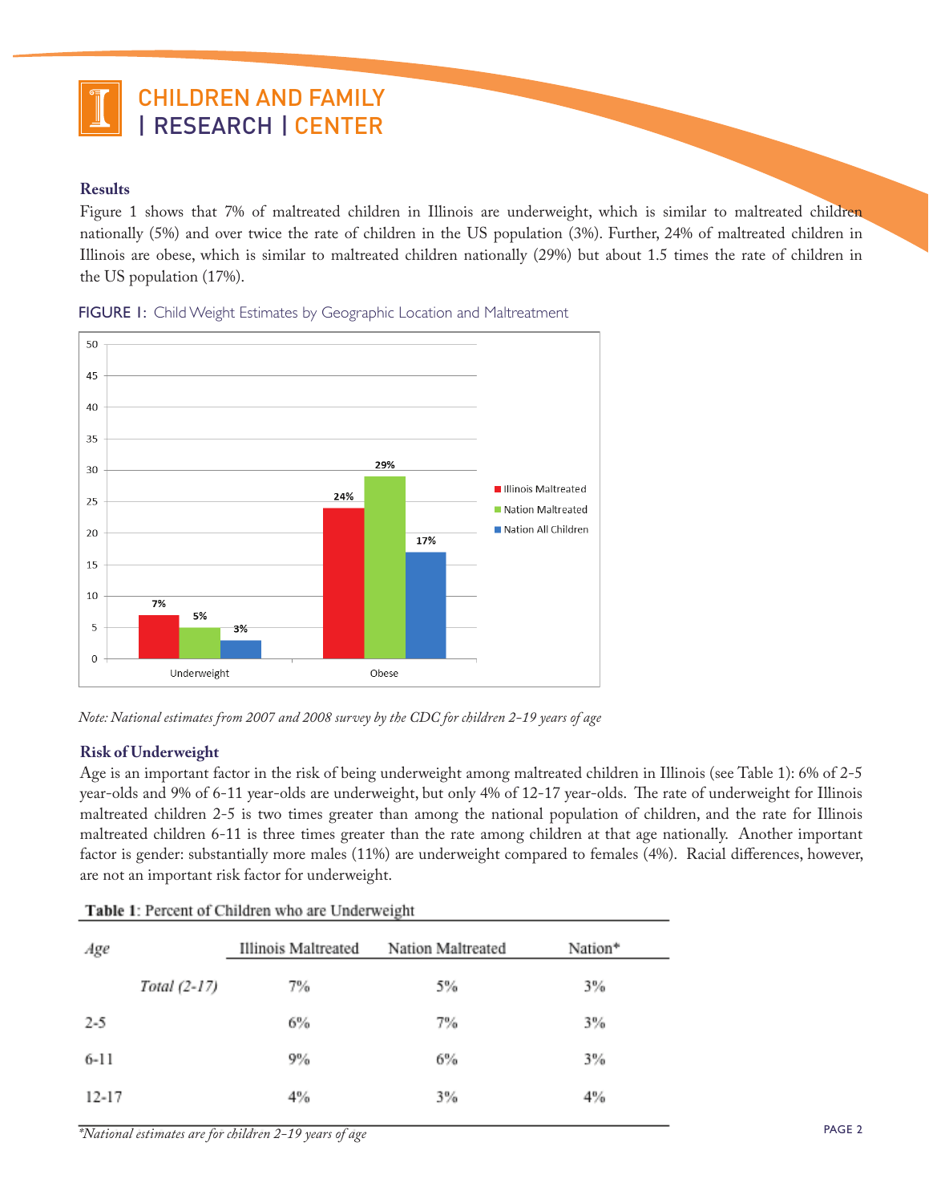## Results

Figure 1 shows that 7% of maltreated children in Illinois are underweight, which is similar to maltreated children nationally (5%) and over twice the rate of children in the US population (3%). Further, 24% of maltreated children in Illinois are obese, which is similar to maltreated children nationally (29%) but about 1.5 times the rate of children in the US population (17%).

FIGURE 1: Child Weight Estimates by Geographic Location and Maltreatment

50
45
40
35
30
25
20
15
10
5
0

7%
5%
3%
Underweight

24%
29%
17%
Obese

Illinois Maltreated
Nation Maltreated
Nation All Children

*Note: National estimates from 2007 and 2008 survey by the CDC for children 2-19 years of age*

## Risk of Underweight

Age is an important factor in the risk of being underweight among maltreated children in Illinois (see Table 1): 6% of 2-5 year-olds and 9% of 6-11 year-olds are underweight, but only 4% of 12-17 year-olds. The rate of underweight for Illinois maltreated children 2-5 is two times greater than among the national population of children, and the rate for Illinois maltreated children 6-11 is three times greater than the rate among children at that age nationally. Another important factor is gender: substantially more males (11%) are underweight compared to females (4%). Racial differences, however, are not an important risk factor for underweight.

**Table 1**: Percent of Children who are Underweight

| *Age* | Illinois Maltreated | Nation Maltreated | Nation* |
|---|---|---|---|
| *Total (2-17)* | 7% | 5% | 3% |
| 2-5 | 6% | 7% | 3% |
| 6-11 | 9% | 6% | 3% |
| 12-17 | 4% | 3% | 4% |

*National estimates are for children 2-19 years of age*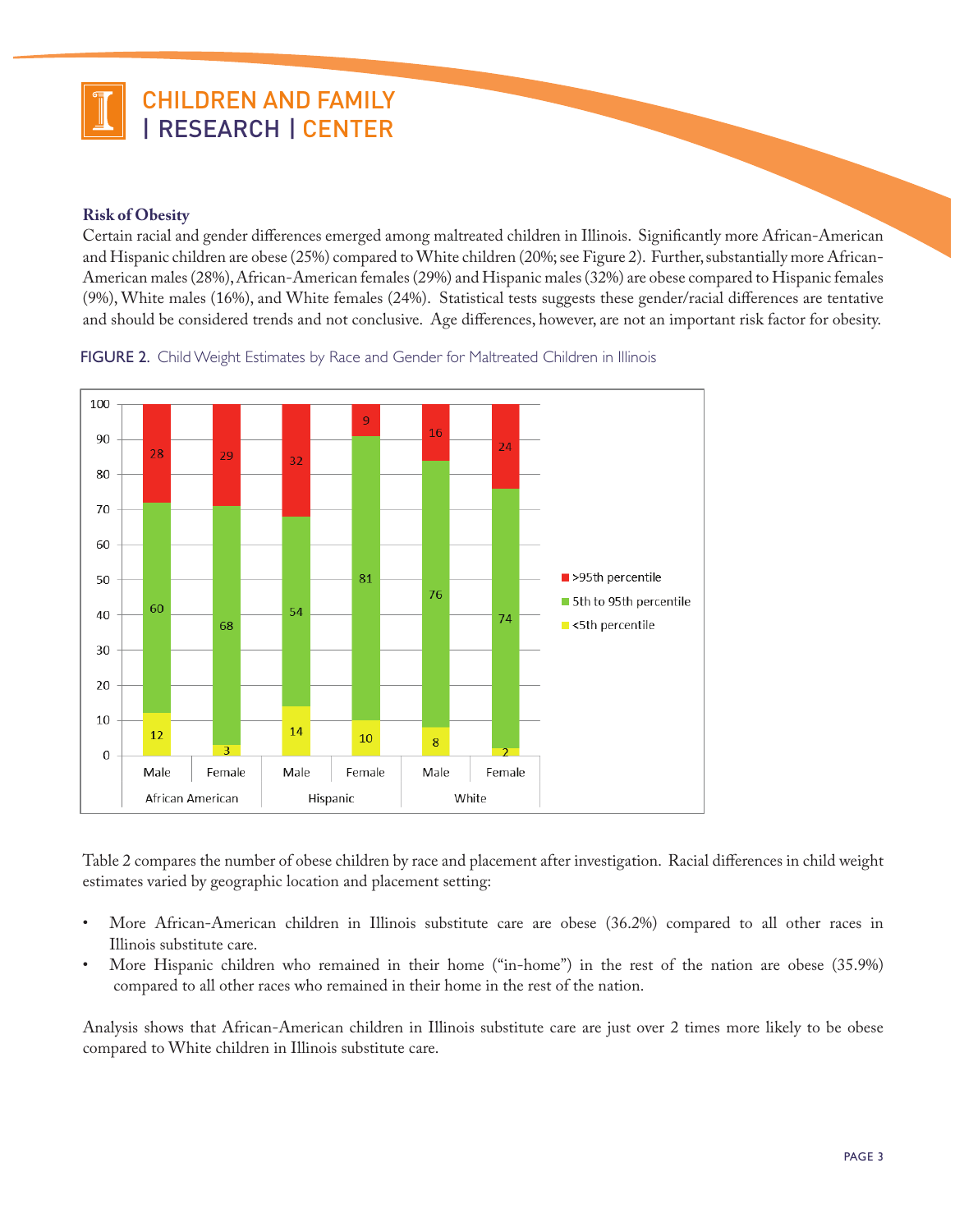CHILDREN AND FAMILY | RESEARCH | CENTER

### Risk of Obesity

Certain racial and gender differences emerged among maltreated children in Illinois. Significantly more African-American and Hispanic children are obese (25%) compared to White children (20%; see Figure 2). Further, substantially more African-American males (28%), African-American females (29%) and Hispanic males (32%) are obese compared to Hispanic females (9%), White males (16%), and White females (24%). Statistical tests suggests these gender/racial differences are tentative and should be considered trends and not conclusive. Age differences, however, are not an important risk factor for obesity.

**FIGURE 2.** Child Weight Estimates by Race and Gender for Maltreated Children in Illinois

100
90
80
70
60
50
40
30
20
10
0

28 29 32 9 16 24
60 68 54 81 76 74
12 3 14 10 8 2

Male Female Male Female Male Female
African American Hispanic White

>95th percentile
5th to 95th percentile
<5th percentile

Table 2 compares the number of obese children by race and placement after investigation. Racial differences in child weight estimates varied by geographic location and placement setting:

- More African-American children in Illinois substitute care are obese (36.2%) compared to all other races in Illinois substitute care.
- More Hispanic children who remained in their home ("in-home") in the rest of the nation are obese (35.9%) compared to all other races who remained in their home in the rest of the nation.

Analysis shows that African-American children in Illinois substitute care are just over 2 times more likely to be obese compared to White children in Illinois substitute care.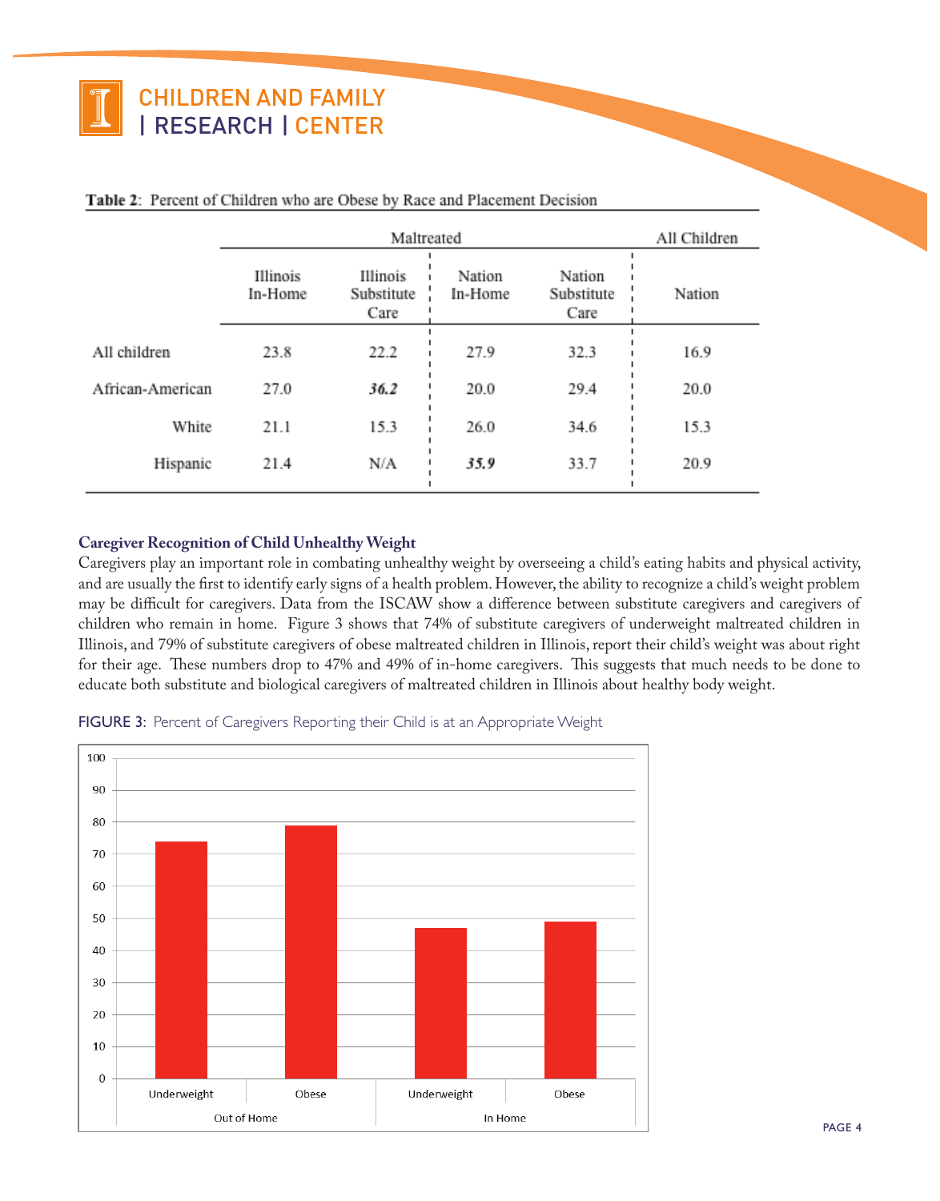**Table 2**: Percent of Children who are Obese by Race and Placement Decision

| | Maltreated | | | | All Children |
|---|---|---|---|---|---|
| | Illinois In-Home | Illinois Substitute Care | Nation In-Home | Nation Substitute Care | Nation |
| All children | 23.8 | 22.2 | 27.9 | 32.3 | 16.9 |
| African-American | 27.0 | ***36.2*** | 20.0 | 29.4 | 20.0 |
| White | 21.1 | 15.3 | 26.0 | 34.6 | 15.3 |
| Hispanic | 21.4 | N/A | ***35.9*** | 33.7 | 20.9 |

## Caregiver Recognition of Child Unhealthy Weight

Caregivers play an important role in combating unhealthy weight by overseeing a child's eating habits and physical activity, and are usually the first to identify early signs of a health problem. However, the ability to recognize a child's weight problem may be difficult for caregivers. Data from the ISCAW show a difference between substitute caregivers and caregivers of children who remain in home. Figure 3 shows that 74% of substitute caregivers of underweight maltreated children in Illinois, and 79% of substitute caregivers of obese maltreated children in Illinois, report their child's weight was about right for their age. These numbers drop to 47% and 49% of in-home caregivers. This suggests that much needs to be done to educate both substitute and biological caregivers of maltreated children in Illinois about healthy body weight.

FIGURE 3: Percent of Caregivers Reporting their Child is at an Appropriate Weight

100
90
80
70
60
50
40
30
20
10
0

Underweight
Obese
Underweight
Obese

Out of Home
In Home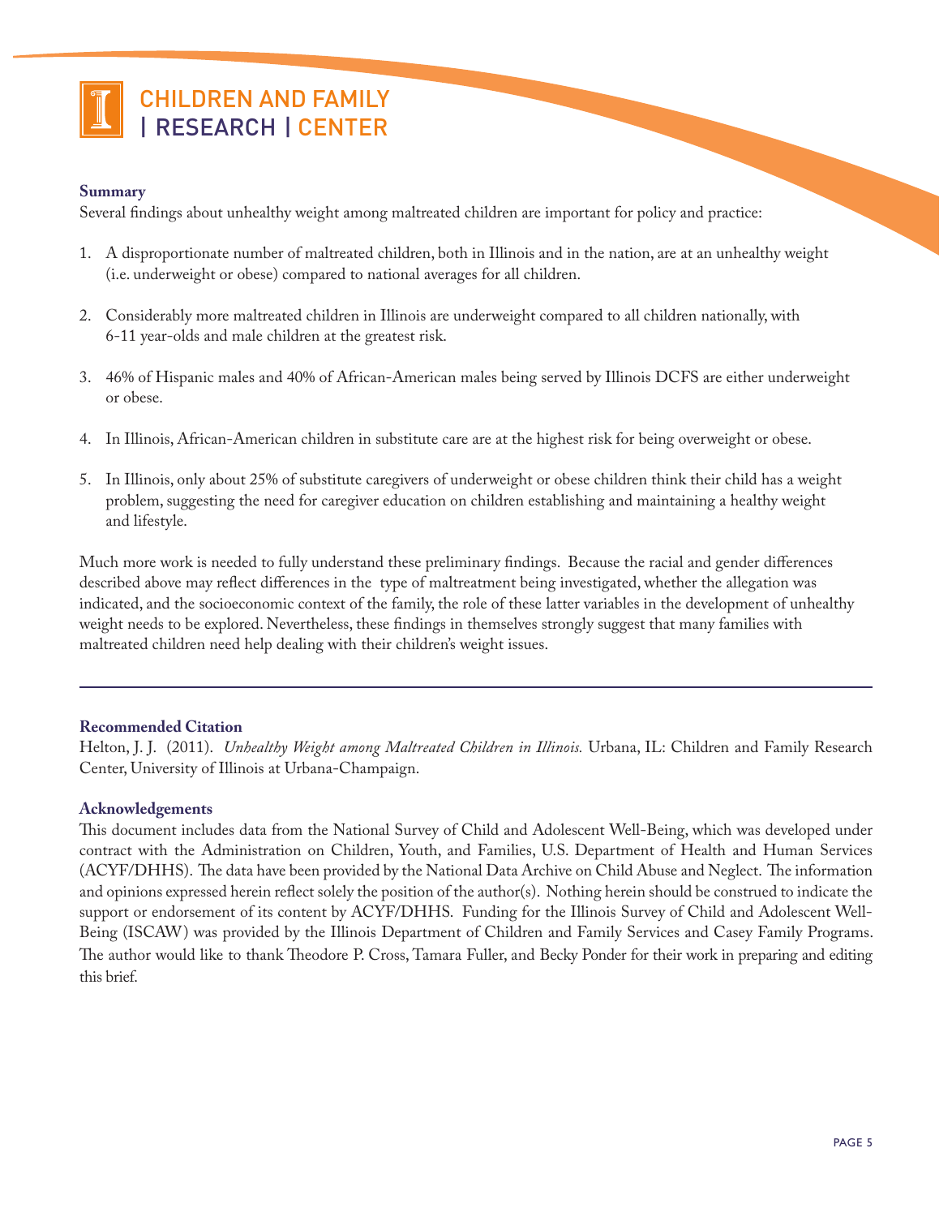CHILDREN AND FAMILY
| RESEARCH | CENTER

**Summary**

Several findings about unhealthy weight among maltreated children are important for policy and practice:

1. A disproportionate number of maltreated children, both in Illinois and in the nation, are at an unhealthy weight (i.e. underweight or obese) compared to national averages for all children.

2. Considerably more maltreated children in Illinois are underweight compared to all children nationally, with 6-11 year-olds and male children at the greatest risk.

3. 46% of Hispanic males and 40% of African-American males being served by Illinois DCFS are either underweight or obese.

4. In Illinois, African-American children in substitute care are at the highest risk for being overweight or obese.

5. In Illinois, only about 25% of substitute caregivers of underweight or obese children think their child has a weight problem, suggesting the need for caregiver education on children establishing and maintaining a healthy weight and lifestyle.

Much more work is needed to fully understand these preliminary findings. Because the racial and gender differences described above may reflect differences in the type of maltreatment being investigated, whether the allegation was indicated, and the socioeconomic context of the family, the role of these latter variables in the development of unhealthy weight needs to be explored. Nevertheless, these findings in themselves strongly suggest that many families with maltreated children need help dealing with their children's weight issues.

---

**Recommended Citation**

Helton, J. J. (2011). *Unhealthy Weight among Maltreated Children in Illinois.* Urbana, IL: Children and Family Research Center, University of Illinois at Urbana-Champaign.

**Acknowledgements**

This document includes data from the National Survey of Child and Adolescent Well-Being, which was developed under contract with the Administration on Children, Youth, and Families, U.S. Department of Health and Human Services (ACYF/DHHS). The data have been provided by the National Data Archive on Child Abuse and Neglect. The information and opinions expressed herein reflect solely the position of the author(s). Nothing herein should be construed to indicate the support or endorsement of its content by ACYF/DHHS. Funding for the Illinois Survey of Child and Adolescent Well-Being (ISCAW) was provided by the Illinois Department of Children and Family Services and Casey Family Programs. The author would like to thank Theodore P. Cross, Tamara Fuller, and Becky Ponder for their work in preparing and editing this brief.